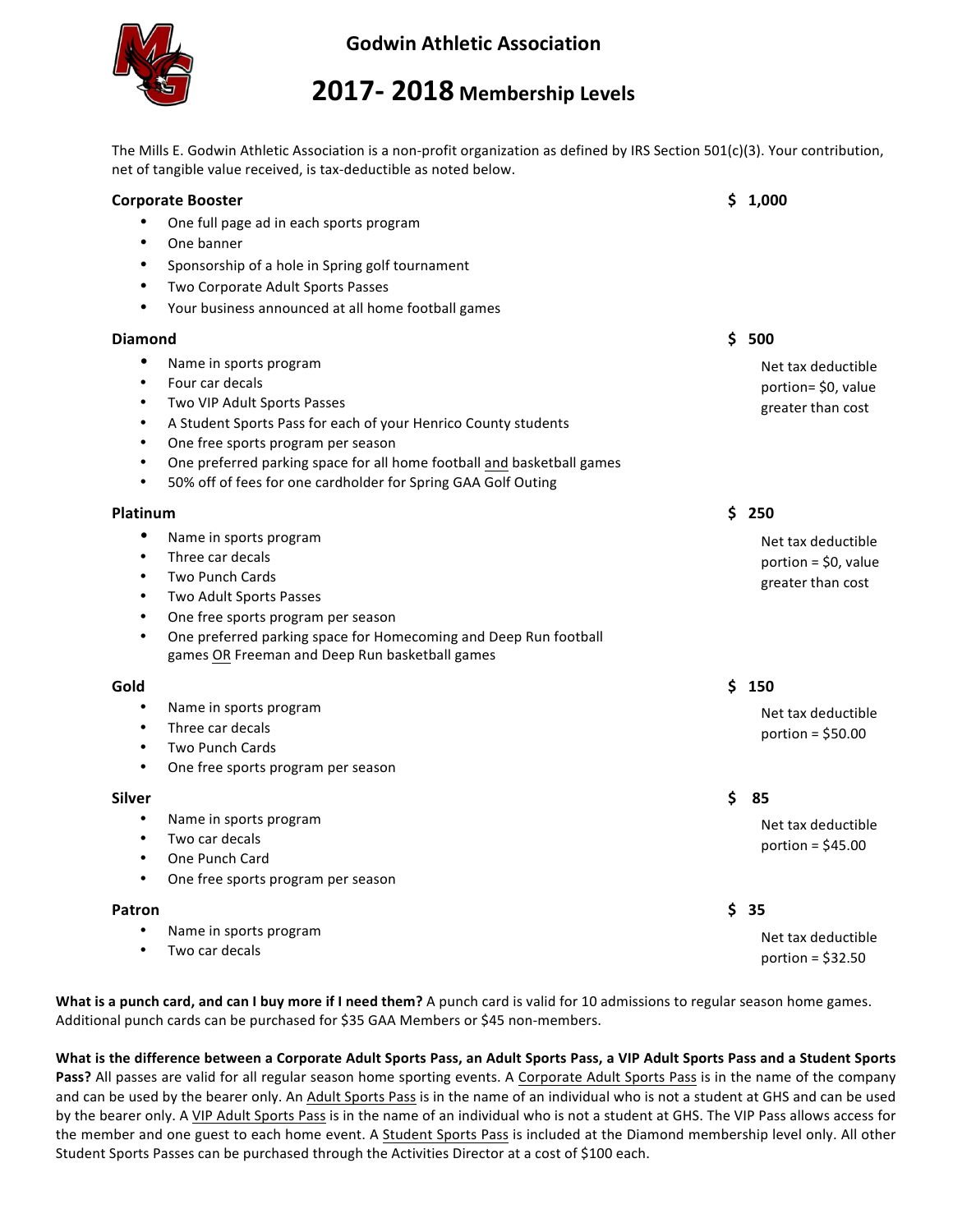# Godwin Athletic Association

## 2017- 2018 Membership Levels

The Mills E. Godwin Athletic Association is a non-profit organization as defined by IRS Section 501(c)(3). Your contribution, net of tangible value received, is tax-deductible as noted below.

**Corporate Booster** **$ 1,000**

- One full page ad in each sports program
- One banner
- Sponsorship of a hole in Spring golf tournament
- Two Corporate Adult Sports Passes
- Your business announced at all home football games

**Diamond** **$ 500**

Net tax deductible portion= $0, value greater than cost

- Name in sports program
- Four car decals
- Two VIP Adult Sports Passes
- A Student Sports Pass for each of your Henrico County students
- One free sports program per season
- One preferred parking space for all home football and basketball games
- 50% off of fees for one cardholder for Spring GAA Golf Outing

**Platinum** **$ 250**

Net tax deductible portion = $0, value greater than cost

- Name in sports program
- Three car decals
- Two Punch Cards
- Two Adult Sports Passes
- One free sports program per season
- One preferred parking space for Homecoming and Deep Run football games OR Freeman and Deep Run basketball games

**Gold** **$ 150**

Net tax deductible portion = $50.00

- Name in sports program
- Three car decals
- Two Punch Cards
- One free sports program per season

**Silver** **$ 85**

Net tax deductible portion = $45.00

- Name in sports program
- Two car decals
- One Punch Card
- One free sports program per season

**Patron** **$ 35**

Net tax deductible portion = $32.50

- Name in sports program
- Two car decals

**What is a punch card, and can I buy more if I need them?** A punch card is valid for 10 admissions to regular season home games. Additional punch cards can be purchased for $35 GAA Members or $45 non-members.

**What is the difference between a Corporate Adult Sports Pass, an Adult Sports Pass, a VIP Adult Sports Pass and a Student Sports Pass?** All passes are valid for all regular season home sporting events. A Corporate Adult Sports Pass is in the name of the company and can be used by the bearer only. An Adult Sports Pass is in the name of an individual who is not a student at GHS and can be used by the bearer only. A VIP Adult Sports Pass is in the name of an individual who is not a student at GHS. The VIP Pass allows access for the member and one guest to each home event. A Student Sports Pass is included at the Diamond membership level only. All other Student Sports Passes can be purchased through the Activities Director at a cost of $100 each.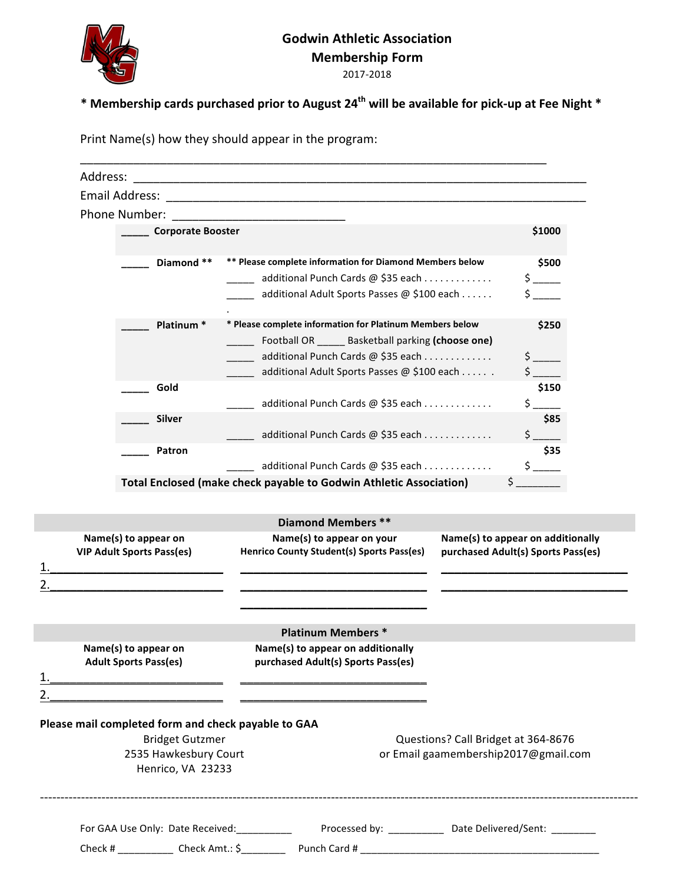# Godwin Athletic Association

## Membership Form

2017-2018

**\* Membership cards purchased prior to August 24th will be available for pick-up at Fee Night \***

Print Name(s) how they should appear in the program:

_______________________________________________________________________

Address: _______________________________________________________________

Email Address: __________________________________________________________

Phone Number: __________________________

| | | | |
|---|---|---|---|
| _____ **Corporate Booster** | | | **$1000** |
| _____ **Diamond \*\*** | **\*\* Please complete information for Diamond Members below** | | **$500** |
| | _____ additional Punch Cards @ $35 each . . . . . . . . . . . . . | | $ _____ |
| | _____ additional Adult Sports Passes @ $100 each . . . . . . | | $ _____ |
| _____ **Platinum \*** | **\* Please complete information for Platinum Members below** | | **$250** |
| | _____ Football OR _____ Basketball parking **(choose one)** | | |
| | _____ additional Punch Cards @ $35 each . . . . . . . . . . . . . | | $ _____ |
| | _____ additional Adult Sports Passes @ $100 each . . . . . . | | $ _____ |
| _____ **Gold** | | | **$150** |
| | _____ additional Punch Cards @ $35 each . . . . . . . . . . . . . | | $ _____ |
| _____ **Silver** | | | **$85** |
| | _____ additional Punch Cards @ $35 each . . . . . . . . . . . . . | | $ _____ |
| _____ **Patron** | | | **$35** |
| | _____ additional Punch Cards @ $35 each . . . . . . . . . . . . . | | $ _____ |
| **Total Enclosed (make check payable to Godwin Athletic Association)** | | | $ ________ |

**Diamond Members \*\***

| **Name(s) to appear on VIP Adult Sports Pass(es)** | **Name(s) to appear on your Henrico County Student(s) Sports Pass(es)** | **Name(s) to appear on additionally purchased Adult(s) Sports Pass(es)** |
|---|---|---|
| 1.__________________________ | __________________________ | __________________________ |
| 2.__________________________ | __________________________ | __________________________ |
| | __________________________ | |

**Platinum Members \***

| **Name(s) to appear on Adult Sports Pass(es)** | **Name(s) to appear on additionally purchased Adult(s) Sports Pass(es)** |
|---|---|
| 1.__________________________ | __________________________ |
| 2.__________________________ | __________________________ |

**Please mail completed form and check payable to GAA**

Bridget Gutzmer
2535 Hawkesbury Court
Henrico, VA 23233

Questions? Call Bridget at 364-8676
or Email gaamembership2017@gmail.com

---

For GAA Use Only: Date Received:__________ Processed by: __________ Date Delivered/Sent: ________

Check # __________ Check Amt.: $________ Punch Card # ___________________________________________